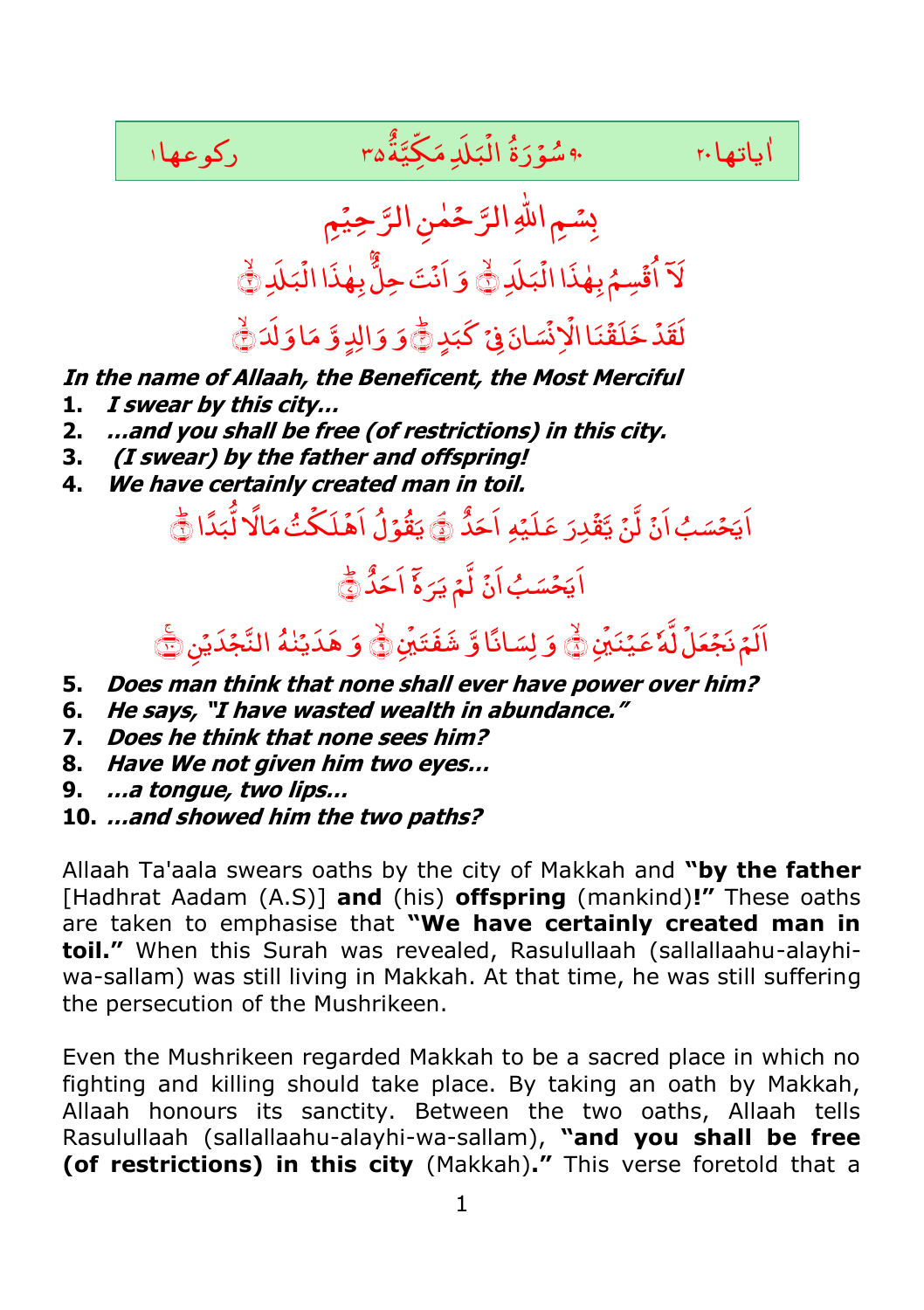| ركوعها ١ | ٩٠ سُوْرَةُ الْبَلَدِ مَكِّيَّةٌ ٣٥ | اٰياتها ٢٠ |
|---|---|---|

بِسْمِ اللّٰهِ الرَّحْمٰنِ الرَّحِيْمِ

لَآ اُقْسِمُ بِهٰذَا الْبَلَدِ ۙ﴿۱﴾ وَ اَنْتَ حِلٌّۢ بِهٰذَا الْبَلَدِ ۙ﴿۲﴾

لَقَدْ خَلَقْنَا الْاِنْسَانَ فِيْ كَبَدٍ ﴿۴﴾ وَ وَالِدٍ وَّ مَا وَلَدَ ۙ﴿۳﴾

***In the name of Allaah, the Beneficent, the Most Merciful***

1. ***I swear by this city...***
2. ***...and you shall be free (of restrictions) in this city.***
3. ***(I swear) by the father and offspring!***
4. ***We have certainly created man in toil.***

اَيَحْسَبُ اَنْ لَّنْ يَّقْدِرَ عَلَيْهِ اَحَدٌ ۘ﴿۵﴾ يَقُوْلُ اَهْلَكْتُ مَالًا لُّبَدًا ﴿۶﴾

اَيَحْسَبُ اَنْ لَّمْ يَرَهٗۤ اَحَدٌ ﴿۷﴾

اَلَمْ نَجْعَلْ لَّهٗ عَيْنَيْنِ ۙ﴿۸﴾ وَ لِسَانًا وَّ شَفَتَيْنِ ۙ﴿۹﴾ وَ هَدَيْنٰهُ النَّجْدَيْنِ ﴿۱۰﴾

5. ***Does man think that none shall ever have power over him?***
6. ***He says, "I have wasted wealth in abundance."***
7. ***Does he think that none sees him?***
8. ***Have We not given him two eyes...***
9. ***...a tongue, two lips...***
10. ***...and showed him the two paths?***

Allaah Ta'aala swears oaths by the city of Makkah and **"by the father** [Hadhrat Aadam (A.S)] **and** (his) **offspring** (mankind)**!"** These oaths are taken to emphasise that **"We have certainly created man in toil."** When this Surah was revealed, Rasulullaah (sallallaahu-alayhi-wa-sallam) was still living in Makkah. At that time, he was still suffering the persecution of the Mushrikeen.

Even the Mushrikeen regarded Makkah to be a sacred place in which no fighting and killing should take place. By taking an oath by Makkah, Allaah honours its sanctity. Between the two oaths, Allaah tells Rasulullaah (sallallaahu-alayhi-wa-sallam), **"and you shall be free (of restrictions) in this city** (Makkah)**."** This verse foretold that a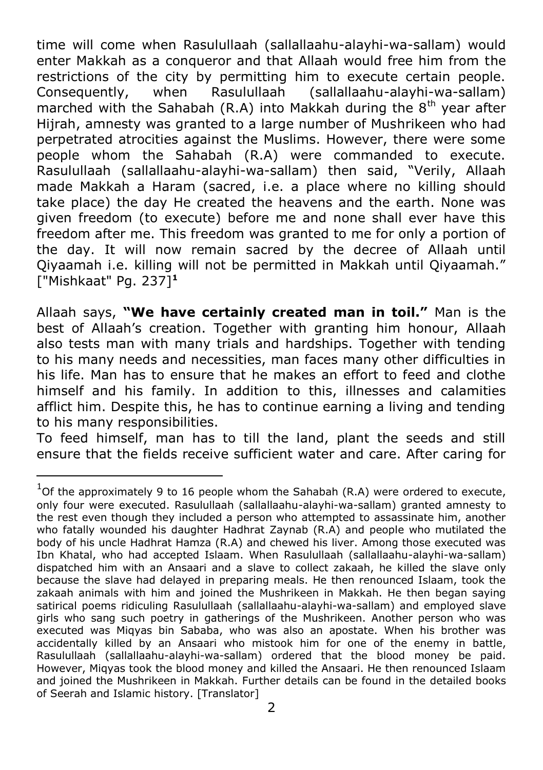time will come when Rasulullaah (sallallaahu-alayhi-wa-sallam) would enter Makkah as a conqueror and that Allaah would free him from the restrictions of the city by permitting him to execute certain people. Consequently, when Rasulullaah (sallallaahu-alayhi-wa-sallam) marched with the Sahabah (R.A) into Makkah during the 8th year after Hijrah, amnesty was granted to a large number of Mushrikeen who had perpetrated atrocities against the Muslims. However, there were some people whom the Sahabah (R.A) were commanded to execute. Rasulullaah (sallallaahu-alayhi-wa-sallam) then said, "Verily, Allaah made Makkah a Haram (sacred, i.e. a place where no killing should take place) the day He created the heavens and the earth. None was given freedom (to execute) before me and none shall ever have this freedom after me. This freedom was granted to me for only a portion of the day. It will now remain sacred by the decree of Allaah until Qiyaamah i.e. killing will not be permitted in Makkah until Qiyaamah." ["Mishkaat" Pg. 237][1]

Allaah says, **"We have certainly created man in toil."** Man is the best of Allaah's creation. Together with granting him honour, Allaah also tests man with many trials and hardships. Together with tending to his many needs and necessities, man faces many other difficulties in his life. Man has to ensure that he makes an effort to feed and clothe himself and his family. In addition to this, illnesses and calamities afflict him. Despite this, he has to continue earning a living and tending to his many responsibilities.

To feed himself, man has to till the land, plant the seeds and still ensure that the fields receive sufficient water and care. After caring for

---

[1] Of the approximately 9 to 16 people whom the Sahabah (R.A) were ordered to execute, only four were executed. Rasulullaah (sallallaahu-alayhi-wa-sallam) granted amnesty to the rest even though they included a person who attempted to assassinate him, another who fatally wounded his daughter Hadhrat Zaynab (R.A) and people who mutilated the body of his uncle Hadhrat Hamza (R.A) and chewed his liver. Among those executed was Ibn Khatal, who had accepted Islaam. When Rasulullaah (sallallaahu-alayhi-wa-sallam) dispatched him with an Ansaari and a slave to collect zakaah, he killed the slave only because the slave had delayed in preparing meals. He then renounced Islaam, took the zakaah animals with him and joined the Mushrikeen in Makkah. He then began saying satirical poems ridiculing Rasulullaah (sallallaahu-alayhi-wa-sallam) and employed slave girls who sang such poetry in gatherings of the Mushrikeen. Another person who was executed was Miqyas bin Sababa, who was also an apostate. When his brother was accidentally killed by an Ansaari who mistook him for one of the enemy in battle, Rasulullaah (sallallaahu-alayhi-wa-sallam) ordered that the blood money be paid. However, Miqyas took the blood money and killed the Ansaari. He then renounced Islaam and joined the Mushrikeen in Makkah. Further details can be found in the detailed books of Seerah and Islamic history. [Translator]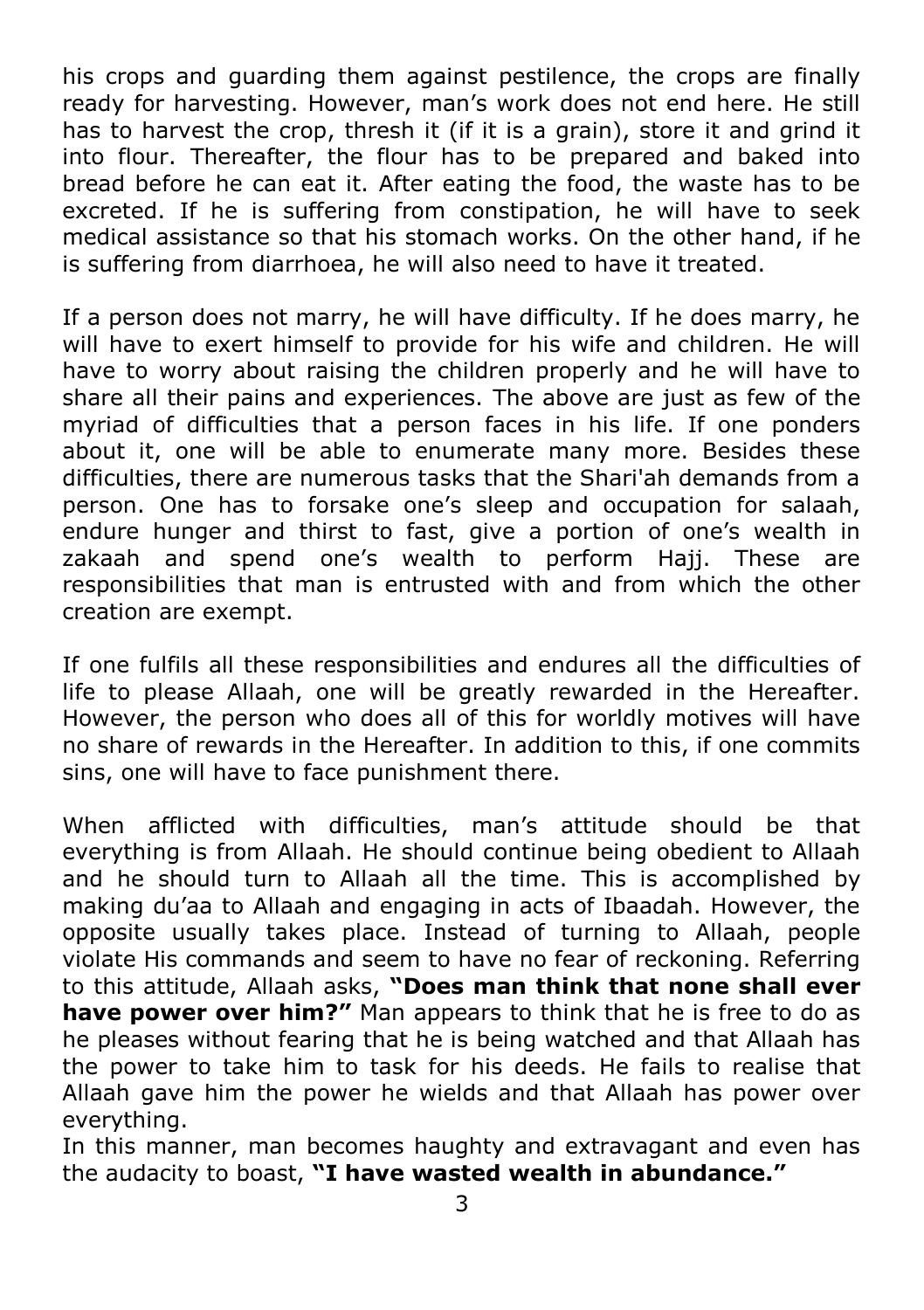his crops and guarding them against pestilence, the crops are finally ready for harvesting. However, man's work does not end here. He still has to harvest the crop, thresh it (if it is a grain), store it and grind it into flour. Thereafter, the flour has to be prepared and baked into bread before he can eat it. After eating the food, the waste has to be excreted. If he is suffering from constipation, he will have to seek medical assistance so that his stomach works. On the other hand, if he is suffering from diarrhoea, he will also need to have it treated.

If a person does not marry, he will have difficulty. If he does marry, he will have to exert himself to provide for his wife and children. He will have to worry about raising the children properly and he will have to share all their pains and experiences. The above are just as few of the myriad of difficulties that a person faces in his life. If one ponders about it, one will be able to enumerate many more. Besides these difficulties, there are numerous tasks that the Shari'ah demands from a person. One has to forsake one's sleep and occupation for salaah, endure hunger and thirst to fast, give a portion of one's wealth in zakaah and spend one's wealth to perform Hajj. These are responsibilities that man is entrusted with and from which the other creation are exempt.

If one fulfils all these responsibilities and endures all the difficulties of life to please Allaah, one will be greatly rewarded in the Hereafter. However, the person who does all of this for worldly motives will have no share of rewards in the Hereafter. In addition to this, if one commits sins, one will have to face punishment there.

When afflicted with difficulties, man's attitude should be that everything is from Allaah. He should continue being obedient to Allaah and he should turn to Allaah all the time. This is accomplished by making du'aa to Allaah and engaging in acts of Ibaadah. However, the opposite usually takes place. Instead of turning to Allaah, people violate His commands and seem to have no fear of reckoning. Referring to this attitude, Allaah asks, **"Does man think that none shall ever have power over him?"** Man appears to think that he is free to do as he pleases without fearing that he is being watched and that Allaah has the power to take him to task for his deeds. He fails to realise that Allaah gave him the power he wields and that Allaah has power over everything.

In this manner, man becomes haughty and extravagant and even has the audacity to boast, **"I have wasted wealth in abundance."**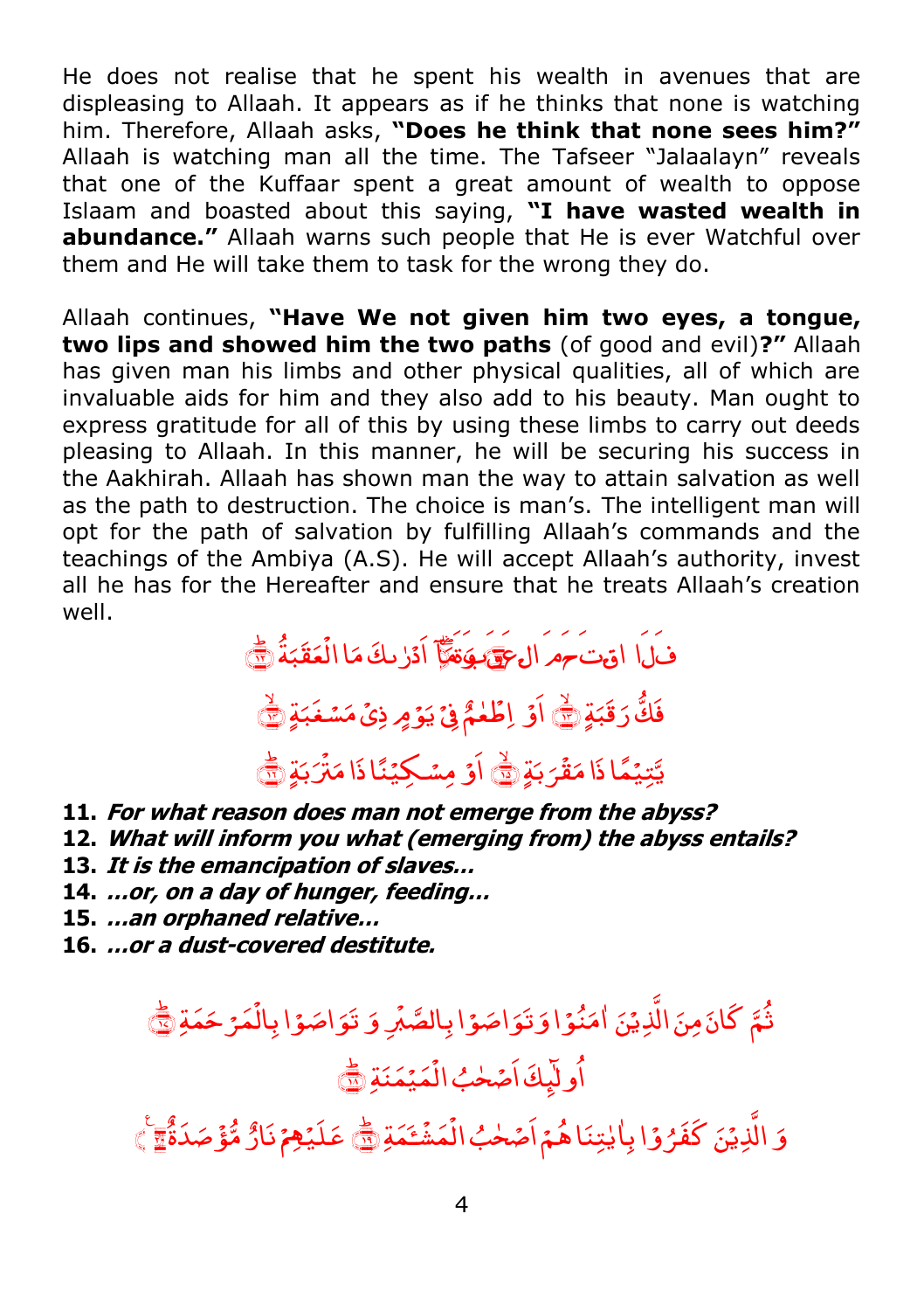He does not realise that he spent his wealth in avenues that are displeasing to Allaah. It appears as if he thinks that none is watching him. Therefore, Allaah asks, **"Does he think that none sees him?"** Allaah is watching man all the time. The Tafseer "Jalaalayn" reveals that one of the Kuffaar spent a great amount of wealth to oppose Islaam and boasted about this saying, **"I have wasted wealth in abundance."** Allaah warns such people that He is ever Watchful over them and He will take them to task for the wrong they do.

Allaah continues, **"Have We not given him two eyes, a tongue, two lips and showed him the two paths** (of good and evil)**?"** Allaah has given man his limbs and other physical qualities, all of which are invaluable aids for him and they also add to his beauty. Man ought to express gratitude for all of this by using these limbs to carry out deeds pleasing to Allaah. In this manner, he will be securing his success in the Aakhirah. Allaah has shown man the way to attain salvation as well as the path to destruction. The choice is man's. The intelligent man will opt for the path of salvation by fulfilling Allaah's commands and the teachings of the Ambiya (A.S). He will accept Allaah's authority, invest all he has for the Hereafter and ensure that he treats Allaah's creation well.

فَلَا اقْتَحَمَ الْعَقَبَةَ ۝ وَمَآ اَدْرٰىكَ مَا الْعَقَبَةُ ۝

فَكُّ رَقَبَةٍ ۝ اَوْ اِطْعٰمٌ فِيْ يَوْمٍ ذِيْ مَسْغَبَةٍ ۝

يَّتِيْمًا ذَا مَقْرَبَةٍ ۝ اَوْ مِسْكِيْنًا ذَا مَتْرَبَةٍ ۝

11. ***For what reason does man not emerge from the abyss?***
12. ***What will inform you what (emerging from) the abyss entails?***
13. ***It is the emancipation of slaves...***
14. ***...or, on a day of hunger, feeding...***
15. ***...an orphaned relative...***
16. ***...or a dust-covered destitute.***

ثُمَّ كَانَ مِنَ الَّذِيْنَ اٰمَنُوْا وَتَوَاصَوْا بِالصَّبْرِ وَ تَوَاصَوْا بِالْمَرْحَمَةِ ۝

اُولٰٓئِكَ اَصْحٰبُ الْمَيْمَنَةِ ۝

وَ الَّذِيْنَ كَفَرُوْا بِاٰيٰتِنَا هُمْ اَصْحٰبُ الْمَشْئَمَةِ ۝ عَلَيْهِمْ نَارٌ مُّؤْصَدَةٌ ۝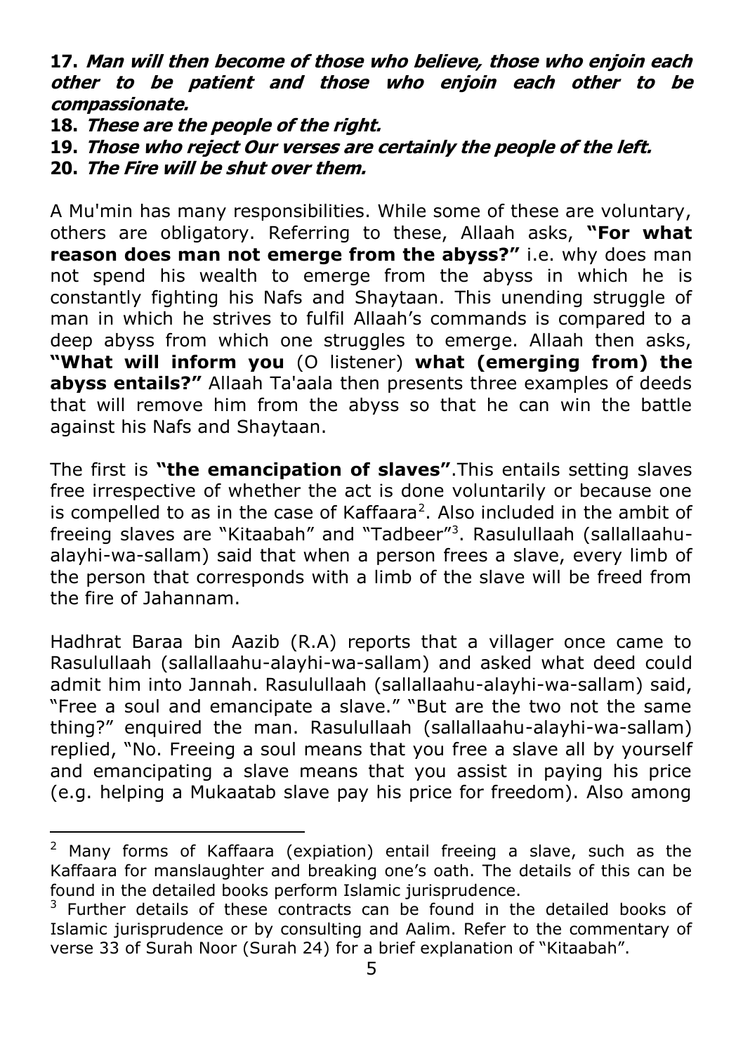**17.** ***Man will then become of those who believe, those who enjoin each other to be patient and those who enjoin each other to be compassionate.***

**18.** ***These are the people of the right.***

**19.** ***Those who reject Our verses are certainly the people of the left.***

**20.** ***The Fire will be shut over them.***

A Mu'min has many responsibilities. While some of these are voluntary, others are obligatory. Referring to these, Allaah asks, **"For what reason does man not emerge from the abyss?"** i.e. why does man not spend his wealth to emerge from the abyss in which he is constantly fighting his Nafs and Shaytaan. This unending struggle of man in which he strives to fulfil Allaah's commands is compared to a deep abyss from which one struggles to emerge. Allaah then asks, **"What will inform you** (O listener) **what (emerging from) the abyss entails?"** Allaah Ta'aala then presents three examples of deeds that will remove him from the abyss so that he can win the battle against his Nafs and Shaytaan.

The first is **"the emancipation of slaves"**.This entails setting slaves free irrespective of whether the act is done voluntarily or because one is compelled to as in the case of Kaffaara[2]. Also included in the ambit of freeing slaves are "Kitaabah" and "Tadbeer"[3]. Rasulullaah (sallallaahu-alayhi-wa-sallam) said that when a person frees a slave, every limb of the person that corresponds with a limb of the slave will be freed from the fire of Jahannam.

Hadhrat Baraa bin Aazib (R.A) reports that a villager once came to Rasulullaah (sallallaahu-alayhi-wa-sallam) and asked what deed could admit him into Jannah. Rasulullaah (sallallaahu-alayhi-wa-sallam) said, "Free a soul and emancipate a slave." "But are the two not the same thing?" enquired the man. Rasulullaah (sallallaahu-alayhi-wa-sallam) replied, "No. Freeing a soul means that you free a slave all by yourself and emancipating a slave means that you assist in paying his price (e.g. helping a Mukaatab slave pay his price for freedom). Also among

---

[2] Many forms of Kaffaara (expiation) entail freeing a slave, such as the Kaffaara for manslaughter and breaking one's oath. The details of this can be found in the detailed books perform Islamic jurisprudence.

[3] Further details of these contracts can be found in the detailed books of Islamic jurisprudence or by consulting and Aalim. Refer to the commentary of verse 33 of Surah Noor (Surah 24) for a brief explanation of "Kitaabah".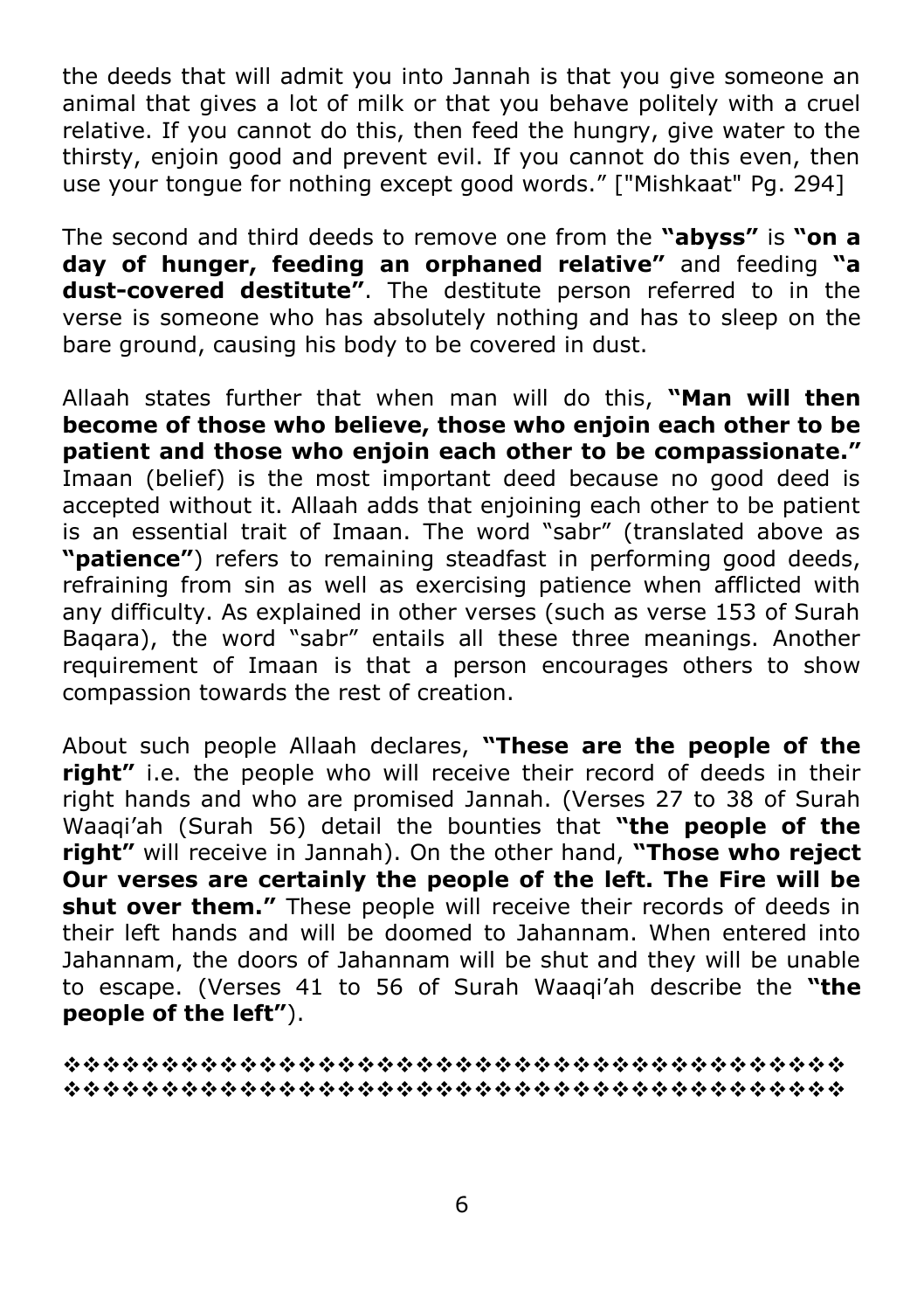the deeds that will admit you into Jannah is that you give someone an animal that gives a lot of milk or that you behave politely with a cruel relative. If you cannot do this, then feed the hungry, give water to the thirsty, enjoin good and prevent evil. If you cannot do this even, then use your tongue for nothing except good words." ["Mishkaat" Pg. 294]

The second and third deeds to remove one from the **"abyss"** is **"on a day of hunger, feeding an orphaned relative"** and feeding **"a dust-covered destitute"**. The destitute person referred to in the verse is someone who has absolutely nothing and has to sleep on the bare ground, causing his body to be covered in dust.

Allaah states further that when man will do this, **"Man will then become of those who believe, those who enjoin each other to be patient and those who enjoin each other to be compassionate."** Imaan (belief) is the most important deed because no good deed is accepted without it. Allaah adds that enjoining each other to be patient is an essential trait of Imaan. The word "sabr" (translated above as **"patience"**) refers to remaining steadfast in performing good deeds, refraining from sin as well as exercising patience when afflicted with any difficulty. As explained in other verses (such as verse 153 of Surah Baqara), the word "sabr" entails all these three meanings. Another requirement of Imaan is that a person encourages others to show compassion towards the rest of creation.

About such people Allaah declares, **"These are the people of the right"** i.e. the people who will receive their record of deeds in their right hands and who are promised Jannah. (Verses 27 to 38 of Surah Waaqi'ah (Surah 56) detail the bounties that **"the people of the right"** will receive in Jannah). On the other hand, **"Those who reject Our verses are certainly the people of the left. The Fire will be shut over them."** These people will receive their records of deeds in their left hands and will be doomed to Jahannam. When entered into Jahannam, the doors of Jahannam will be shut and they will be unable to escape. (Verses 41 to 56 of Surah Waaqi'ah describe the **"the people of the left"**).

❖❖❖❖❖❖❖❖❖❖❖❖❖❖❖❖❖❖❖❖❖❖❖❖❖❖❖❖❖❖❖❖❖❖❖❖❖❖❖❖
❖❖❖❖❖❖❖❖❖❖❖❖❖❖❖❖❖❖❖❖❖❖❖❖❖❖❖❖❖❖❖❖❖❖❖❖❖❖❖❖